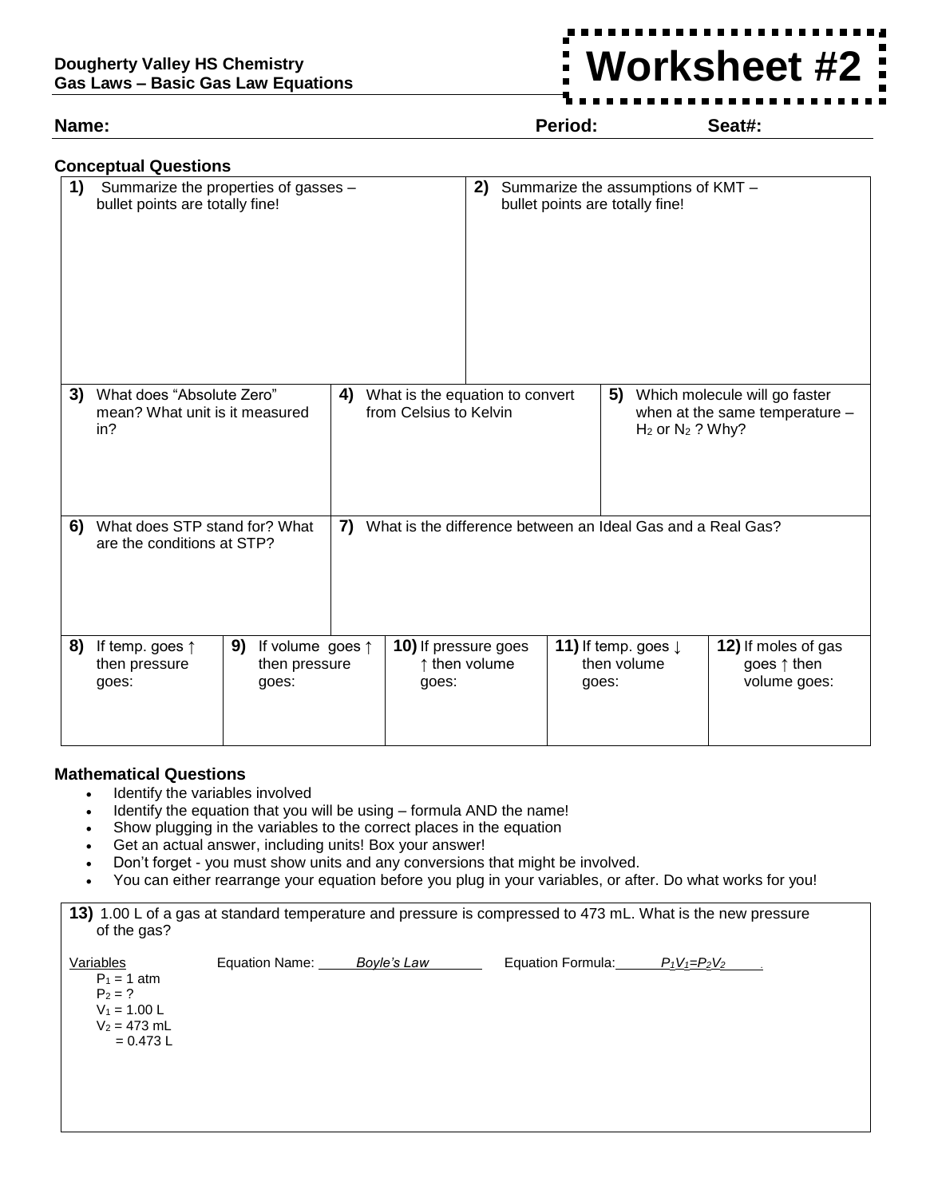**Dougherty Valley HS Chemistry**
**Gas Laws – Basic Gas Law Equations**

# Worksheet #2

**Name:** **Period:** **Seat#:**

## Conceptual Questions

| **1)** Summarize the properties of gasses – bullet points are totally fine! | **2)** Summarize the assumptions of KMT – bullet points are totally fine! |
|---|---|
| | |

| **3)** What does "Absolute Zero" mean? What unit is it measured in? | **4)** What is the equation to convert from Celsius to Kelvin | **5)** Which molecule will go faster when at the same temperature – $H_2$ or $N_2$ ? Why? |
|---|---|---|
| | | |

| **6)** What does STP stand for? What are the conditions at STP? | **7)** What is the difference between an Ideal Gas and a Real Gas? |
|---|---|
| | |

| **8)** If temp. goes ↑ then pressure goes: | **9)** If volume goes ↑ then pressure goes: | **10)** If pressure goes ↑ then volume goes: | **11)** If temp. goes ↓ then volume goes: | **12)** If moles of gas goes ↑ then volume goes: |
|---|---|---|---|---|
| | | | | |

## Mathematical Questions

- Identify the variables involved
- Identify the equation that you will be using – formula AND the name!
- Show plugging in the variables to the correct places in the equation
- Get an actual answer, including units! Box your answer!
- Don't forget - you must show units and any conversions that might be involved.
- You can either rearrange your equation before you plug in your variables, or after. Do what works for you!

**13)** 1.00 L of a gas at standard temperature and pressure is compressed to 473 mL. What is the new pressure of the gas?

Variables
- $P_1$ = 1 atm
- $P_2$ = ?
- $V_1$ = 1.00 L
- $V_2$ = 473 mL = 0.473 L

Equation Name: *Boyle's Law*

Equation Formula: $P_1V_1=P_2V_2$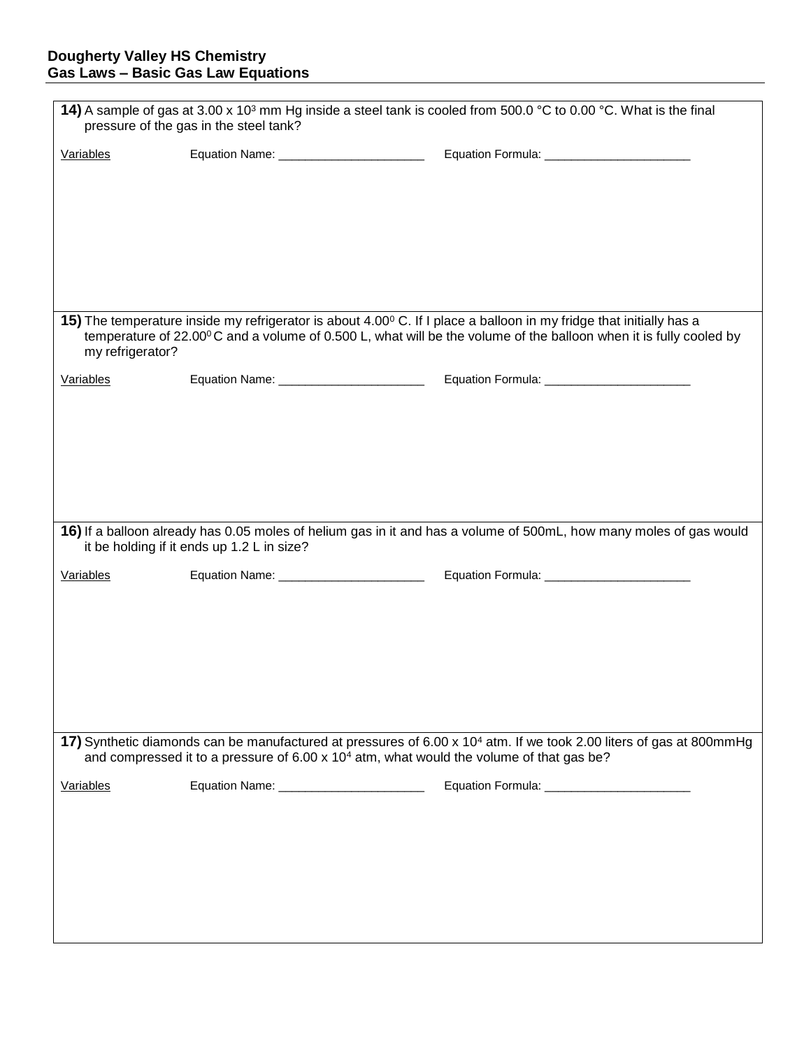**Dougherty Valley HS Chemistry**
**Gas Laws – Basic Gas Law Equations**

**14)** A sample of gas at $3.00 \times 10^3$ mm Hg inside a steel tank is cooled from 500.0 °C to 0.00 °C. What is the final pressure of the gas in the steel tank?

Variables | Equation Name: ______________________ | Equation Formula: ______________________

**15)** The temperature inside my refrigerator is about $4.00^0$ C. If I place a balloon in my fridge that initially has a temperature of $22.00^0$ C and a volume of 0.500 L, what will be the volume of the balloon when it is fully cooled by my refrigerator?

Variables | Equation Name: ______________________ | Equation Formula: ______________________

**16)** If a balloon already has 0.05 moles of helium gas in it and has a volume of 500mL, how many moles of gas would it be holding if it ends up 1.2 L in size?

Variables | Equation Name: ______________________ | Equation Formula: ______________________

**17)** Synthetic diamonds can be manufactured at pressures of $6.00 \times 10^4$ atm. If we took 2.00 liters of gas at 800mmHg and compressed it to a pressure of $6.00 \times 10^4$ atm, what would the volume of that gas be?

Variables | Equation Name: ______________________ | Equation Formula: ______________________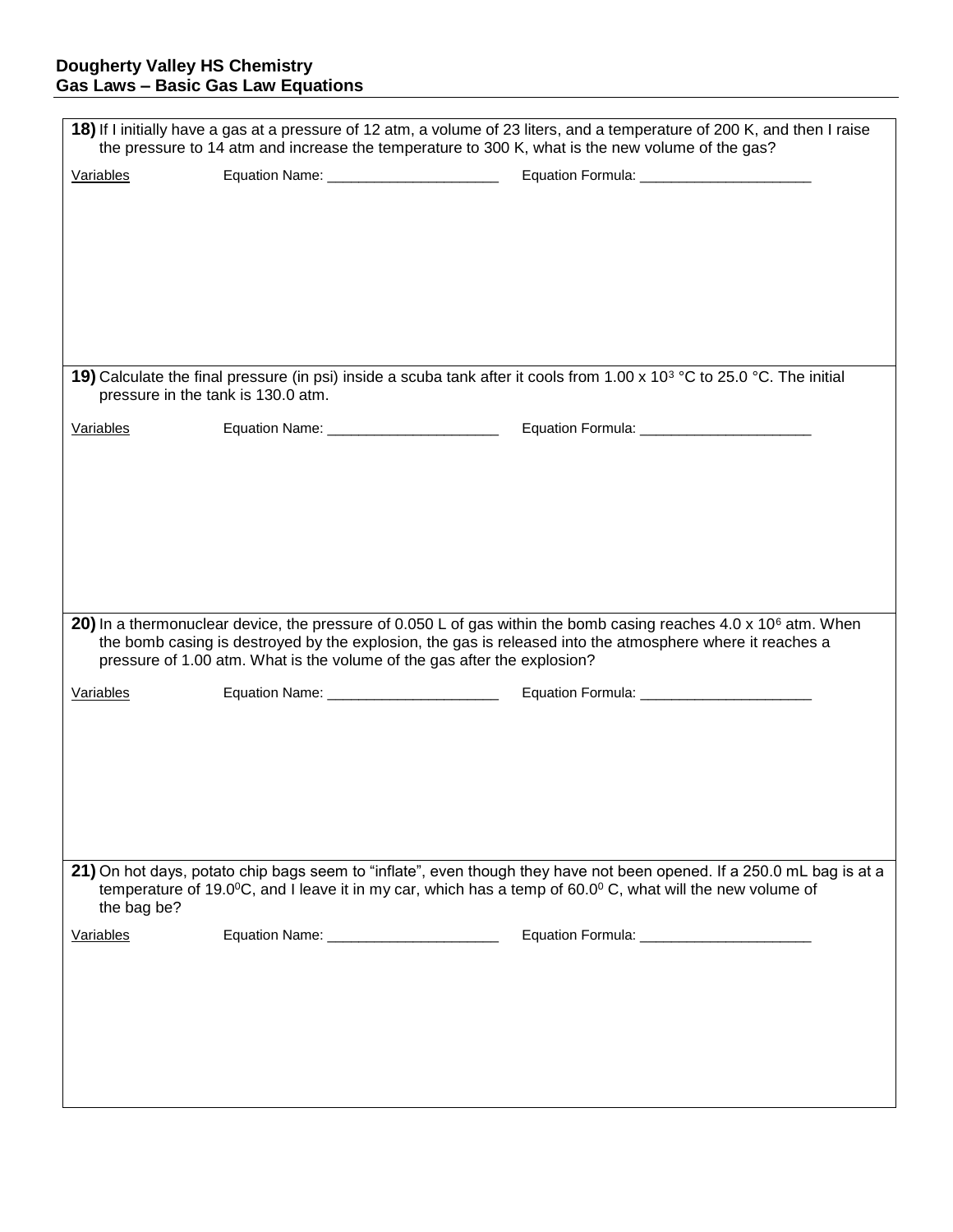**Dougherty Valley HS Chemistry**
**Gas Laws – Basic Gas Law Equations**

**18)** If I initially have a gas at a pressure of 12 atm, a volume of 23 liters, and a temperature of 200 K, and then I raise the pressure to 14 atm and increase the temperature to 300 K, what is the new volume of the gas?

Variables Equation Name: ______________________ Equation Formula: ______________________

**19)** Calculate the final pressure (in psi) inside a scuba tank after it cools from $1.00 \times 10^3$ °C to 25.0 °C. The initial pressure in the tank is 130.0 atm.

Variables Equation Name: ______________________ Equation Formula: ______________________

**20)** In a thermonuclear device, the pressure of 0.050 L of gas within the bomb casing reaches $4.0 \times 10^6$ atm. When the bomb casing is destroyed by the explosion, the gas is released into the atmosphere where it reaches a pressure of 1.00 atm. What is the volume of the gas after the explosion?

Variables Equation Name: ______________________ Equation Formula: ______________________

**21)** On hot days, potato chip bags seem to "inflate", even though they have not been opened. If a 250.0 mL bag is at a temperature of 19.0$^0$C, and I leave it in my car, which has a temp of 60.0$^0$ C, what will the new volume of the bag be?

Variables Equation Name: ______________________ Equation Formula: ______________________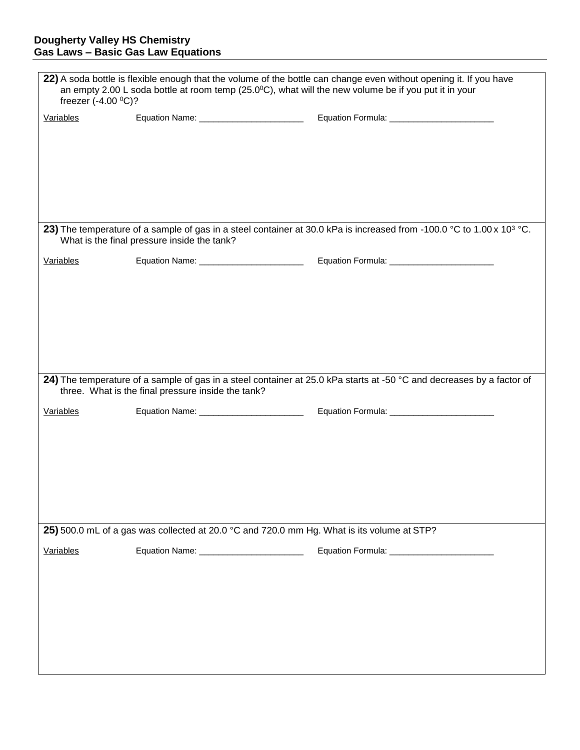**Dougherty Valley HS Chemistry**
**Gas Laws – Basic Gas Law Equations**

**22)** A soda bottle is flexible enough that the volume of the bottle can change even without opening it. If you have an empty 2.00 L soda bottle at room temp (25.0$^0$C), what will the new volume be if you put it in your freezer (-4.00 $^0$C)?

Variables Equation Name: ______________________ Equation Formula: ______________________

**23)** The temperature of a sample of gas in a steel container at 30.0 kPa is increased from -100.0 °C to 1.00 x $10^3$ °C. What is the final pressure inside the tank?

Variables Equation Name: ______________________ Equation Formula: ______________________

**24)** The temperature of a sample of gas in a steel container at 25.0 kPa starts at -50 °C and decreases by a factor of three. What is the final pressure inside the tank?

Variables Equation Name: ______________________ Equation Formula: ______________________

**25)** 500.0 mL of a gas was collected at 20.0 °C and 720.0 mm Hg. What is its volume at STP?

Variables Equation Name: ______________________ Equation Formula: ______________________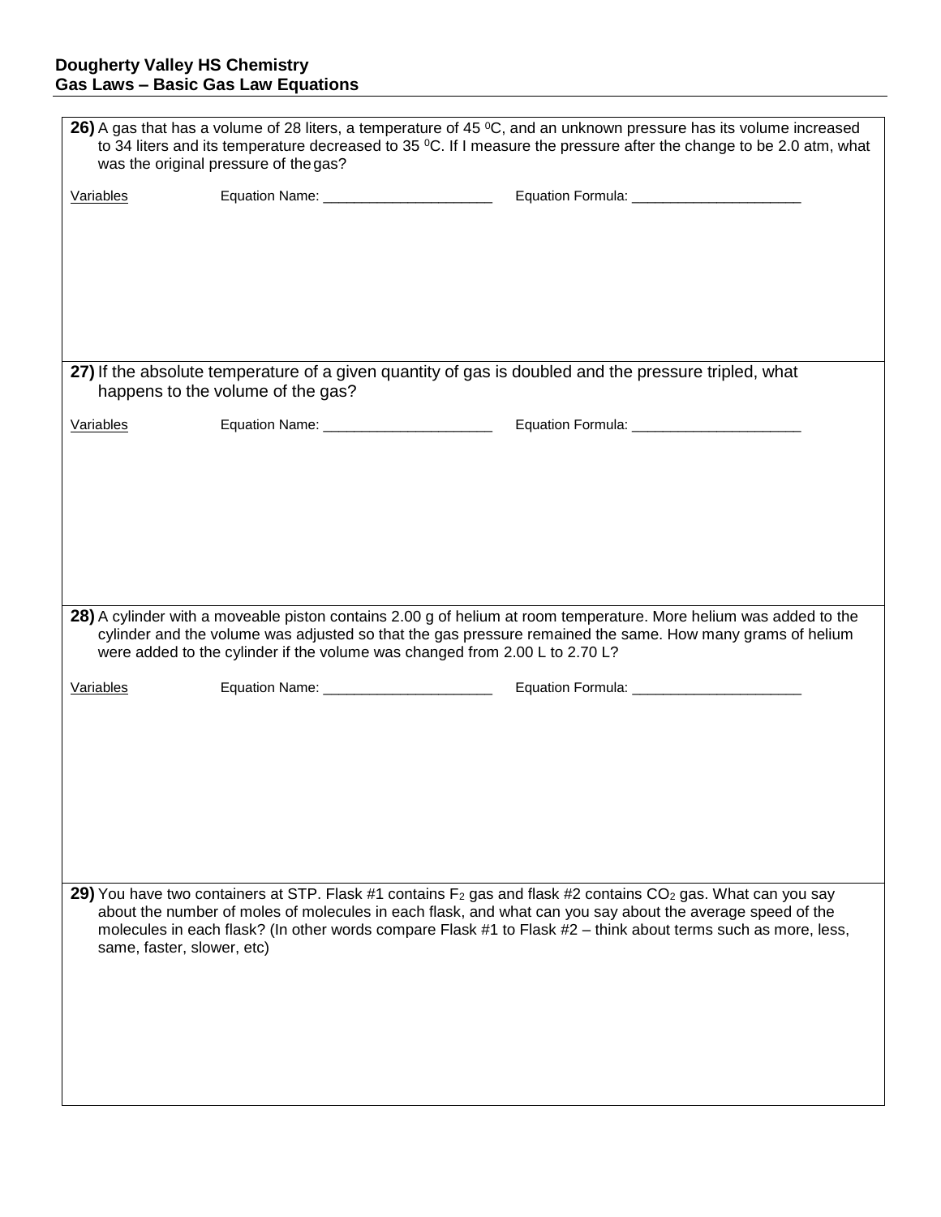**Dougherty Valley HS Chemistry**
**Gas Laws – Basic Gas Law Equations**

**26)** A gas that has a volume of 28 liters, a temperature of 45 $^0$C, and an unknown pressure has its volume increased to 34 liters and its temperature decreased to 35 $^0$C. If I measure the pressure after the change to be 2.0 atm, what was the original pressure of the gas?

Variables     Equation Name: ______________________     Equation Formula: ______________________

**27)** If the absolute temperature of a given quantity of gas is doubled and the pressure tripled, what happens to the volume of the gas?

Variables     Equation Name: ______________________     Equation Formula: ______________________

**28)** A cylinder with a moveable piston contains 2.00 g of helium at room temperature. More helium was added to the cylinder and the volume was adjusted so that the gas pressure remained the same. How many grams of helium were added to the cylinder if the volume was changed from 2.00 L to 2.70 L?

Variables     Equation Name: ______________________     Equation Formula: ______________________

**29)** You have two containers at STP. Flask #1 contains $F_2$ gas and flask #2 contains $CO_2$ gas. What can you say about the number of moles of molecules in each flask, and what can you say about the average speed of the molecules in each flask? (In other words compare Flask #1 to Flask #2 – think about terms such as more, less, same, faster, slower, etc)